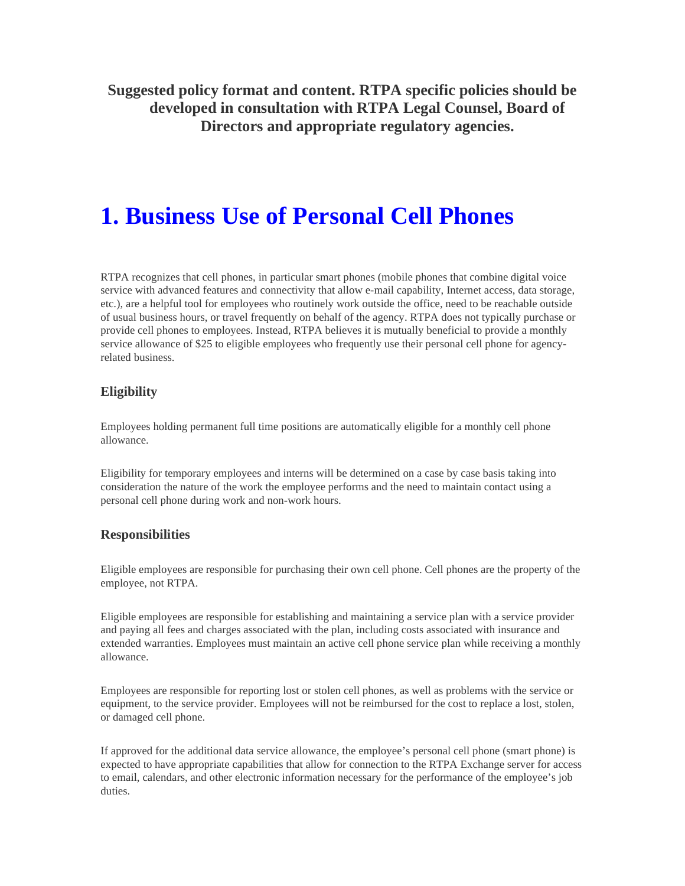**Suggested policy format and content. RTPA specific policies should be developed in consultation with RTPA Legal Counsel, Board of Directors and appropriate regulatory agencies.**

# 1. Business Use of Personal Cell Phones

RTPA recognizes that cell phones, in particular smart phones (mobile phones that combine digital voice service with advanced features and connectivity that allow e-mail capability, Internet access, data storage, etc.), are a helpful tool for employees who routinely work outside the office, need to be reachable outside of usual business hours, or travel frequently on behalf of the agency. RTPA does not typically purchase or provide cell phones to employees. Instead, RTPA believes it is mutually beneficial to provide a monthly service allowance of $25 to eligible employees who frequently use their personal cell phone for agency-related business.

### Eligibility

Employees holding permanent full time positions are automatically eligible for a monthly cell phone allowance.

Eligibility for temporary employees and interns will be determined on a case by case basis taking into consideration the nature of the work the employee performs and the need to maintain contact using a personal cell phone during work and non-work hours.

### Responsibilities

Eligible employees are responsible for purchasing their own cell phone. Cell phones are the property of the employee, not RTPA.

Eligible employees are responsible for establishing and maintaining a service plan with a service provider and paying all fees and charges associated with the plan, including costs associated with insurance and extended warranties. Employees must maintain an active cell phone service plan while receiving a monthly allowance.

Employees are responsible for reporting lost or stolen cell phones, as well as problems with the service or equipment, to the service provider. Employees will not be reimbursed for the cost to replace a lost, stolen, or damaged cell phone.

If approved for the additional data service allowance, the employee's personal cell phone (smart phone) is expected to have appropriate capabilities that allow for connection to the RTPA Exchange server for access to email, calendars, and other electronic information necessary for the performance of the employee's job duties.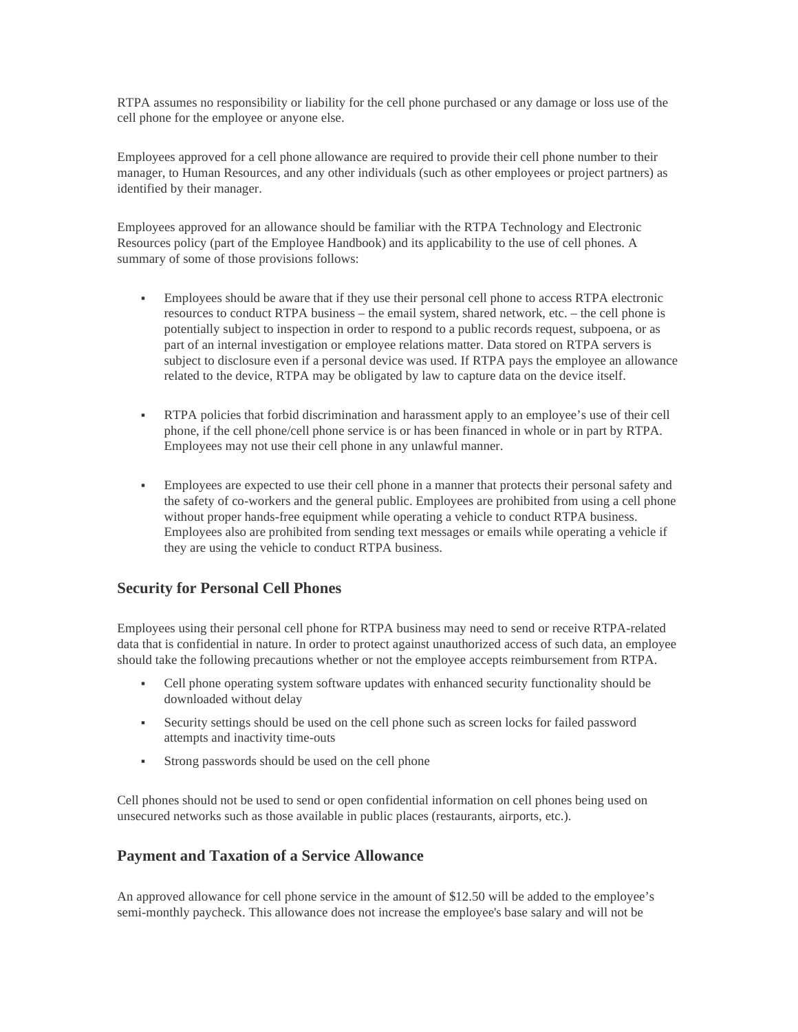RTPA assumes no responsibility or liability for the cell phone purchased or any damage or loss use of the cell phone for the employee or anyone else.

Employees approved for a cell phone allowance are required to provide their cell phone number to their manager, to Human Resources, and any other individuals (such as other employees or project partners) as identified by their manager.

Employees approved for an allowance should be familiar with the RTPA Technology and Electronic Resources policy (part of the Employee Handbook) and its applicability to the use of cell phones. A summary of some of those provisions follows:

- Employees should be aware that if they use their personal cell phone to access RTPA electronic resources to conduct RTPA business – the email system, shared network, etc. – the cell phone is potentially subject to inspection in order to respond to a public records request, subpoena, or as part of an internal investigation or employee relations matter. Data stored on RTPA servers is subject to disclosure even if a personal device was used. If RTPA pays the employee an allowance related to the device, RTPA may be obligated by law to capture data on the device itself.

- RTPA policies that forbid discrimination and harassment apply to an employee's use of their cell phone, if the cell phone/cell phone service is or has been financed in whole or in part by RTPA. Employees may not use their cell phone in any unlawful manner.

- Employees are expected to use their cell phone in a manner that protects their personal safety and the safety of co-workers and the general public. Employees are prohibited from using a cell phone without proper hands-free equipment while operating a vehicle to conduct RTPA business. Employees also are prohibited from sending text messages or emails while operating a vehicle if they are using the vehicle to conduct RTPA business.

## Security for Personal Cell Phones

Employees using their personal cell phone for RTPA business may need to send or receive RTPA-related data that is confidential in nature. In order to protect against unauthorized access of such data, an employee should take the following precautions whether or not the employee accepts reimbursement from RTPA.

- Cell phone operating system software updates with enhanced security functionality should be downloaded without delay
- Security settings should be used on the cell phone such as screen locks for failed password attempts and inactivity time-outs
- Strong passwords should be used on the cell phone

Cell phones should not be used to send or open confidential information on cell phones being used on unsecured networks such as those available in public places (restaurants, airports, etc.).

## Payment and Taxation of a Service Allowance

An approved allowance for cell phone service in the amount of $12.50 will be added to the employee's semi-monthly paycheck. This allowance does not increase the employee's base salary and will not be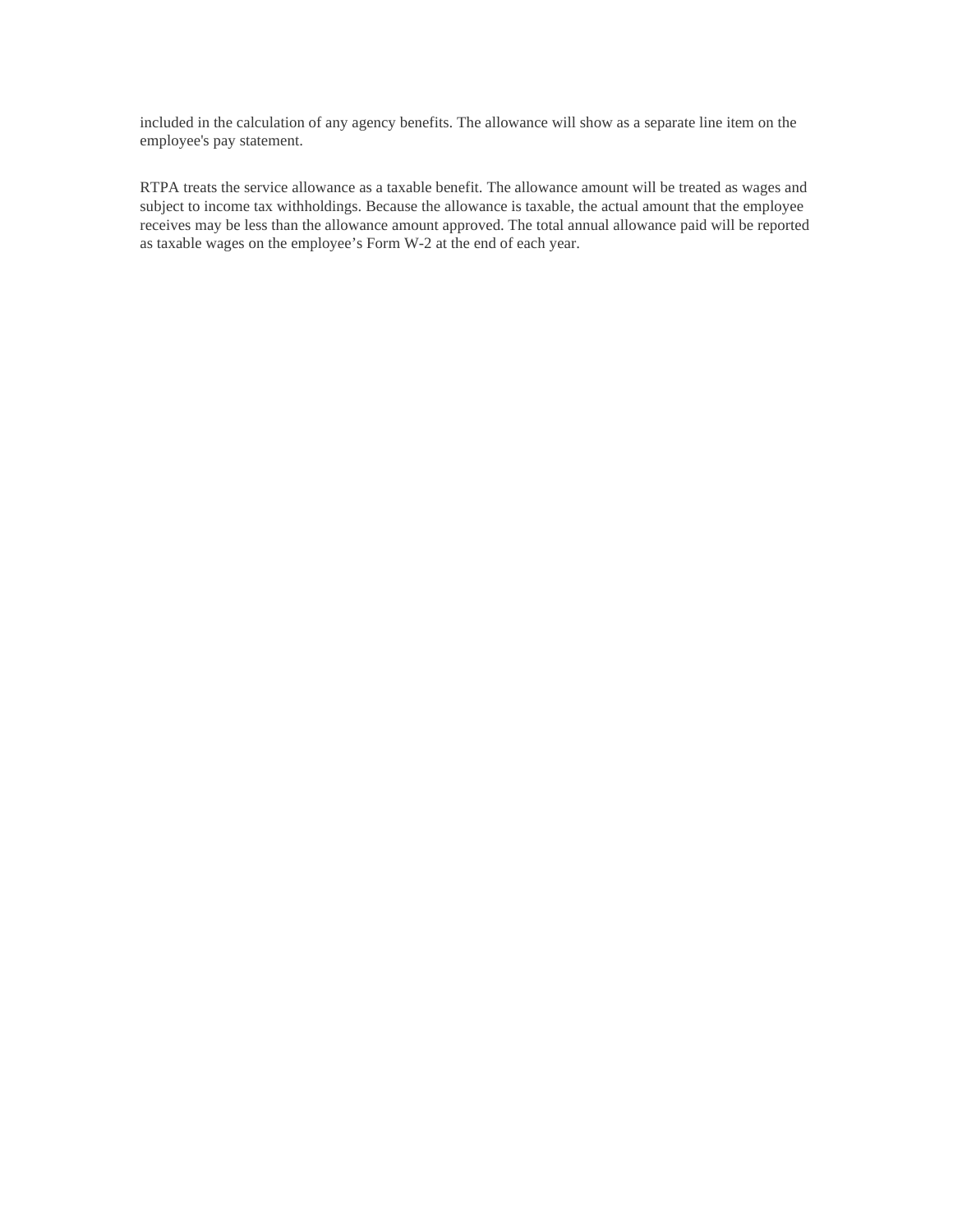included in the calculation of any agency benefits. The allowance will show as a separate line item on the employee's pay statement.

RTPA treats the service allowance as a taxable benefit. The allowance amount will be treated as wages and subject to income tax withholdings. Because the allowance is taxable, the actual amount that the employee receives may be less than the allowance amount approved. The total annual allowance paid will be reported as taxable wages on the employee’s Form W-2 at the end of each year.